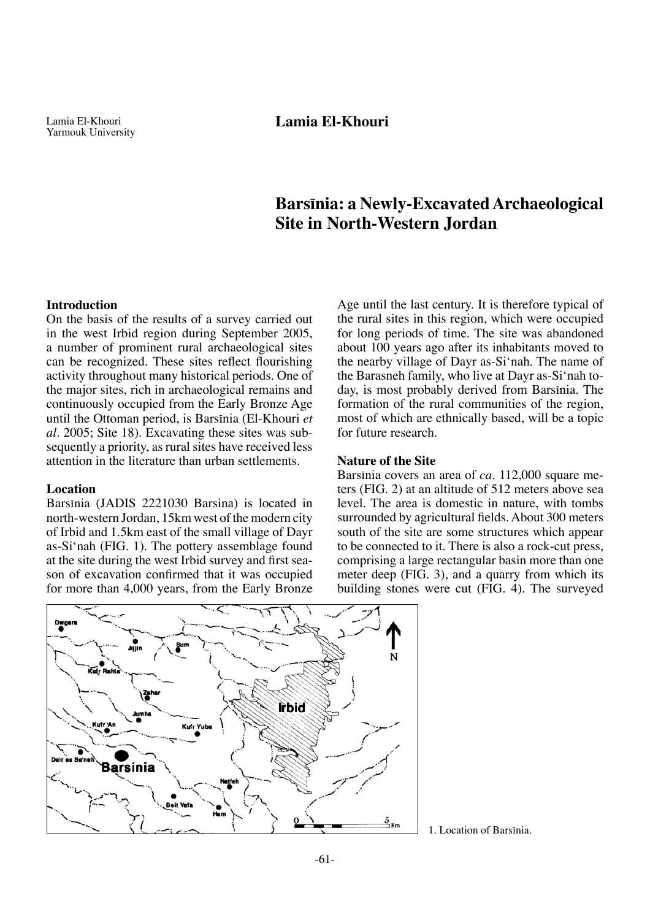Lamia El-Khouri
Yarmouk University

**Lamia El-Khouri**

# Barsīnia: a Newly-Excavated Archaeological Site in North-Western Jordan

## Introduction

On the basis of the results of a survey carried out in the west Irbid region during September 2005, a number of prominent rural archaeological sites can be recognized. These sites reflect flourishing activity throughout many historical periods. One of the major sites, rich in archaeological remains and continuously occupied from the Early Bronze Age until the Ottoman period, is Barsīnia (El-Khouri *et al*. 2005; Site 18). Excavating these sites was subsequently a priority, as rural sites have received less attention in the literature than urban settlements.

## Location

Barsīnia (JADIS 2221030 Barsina) is located in north-western Jordan, 15km west of the modern city of Irbid and 1.5km east of the small village of Dayr as-Si'nah (FIG. 1). The pottery assemblage found at the site during the west Irbid survey and first season of excavation confirmed that it was occupied for more than 4,000 years, from the Early Bronze Age until the last century. It is therefore typical of the rural sites in this region, which were occupied for long periods of time. The site was abandoned about 100 years ago after its inhabitants moved to the nearby village of Dayr as-Si'nah. The name of the Barasneh family, who live at Dayr as-Si'nah today, is most probably derived from Barsīnia. The formation of the rural communities of the region, most of which are ethnically based, will be a topic for future research.

## Nature of the Site

Barsīnia covers an area of *ca*. 112,000 square meters (FIG. 2) at an altitude of 512 meters above sea level. The area is domestic in nature, with tombs surrounded by agricultural fields. About 300 meters south of the site are some structures which appear to be connected to it. There is also a rock-cut press, comprising a large rectangular basin more than one meter deep (FIG. 3), and a quarry from which its building stones were cut (FIG. 4). The surveyed

1. Location of Barsīnia.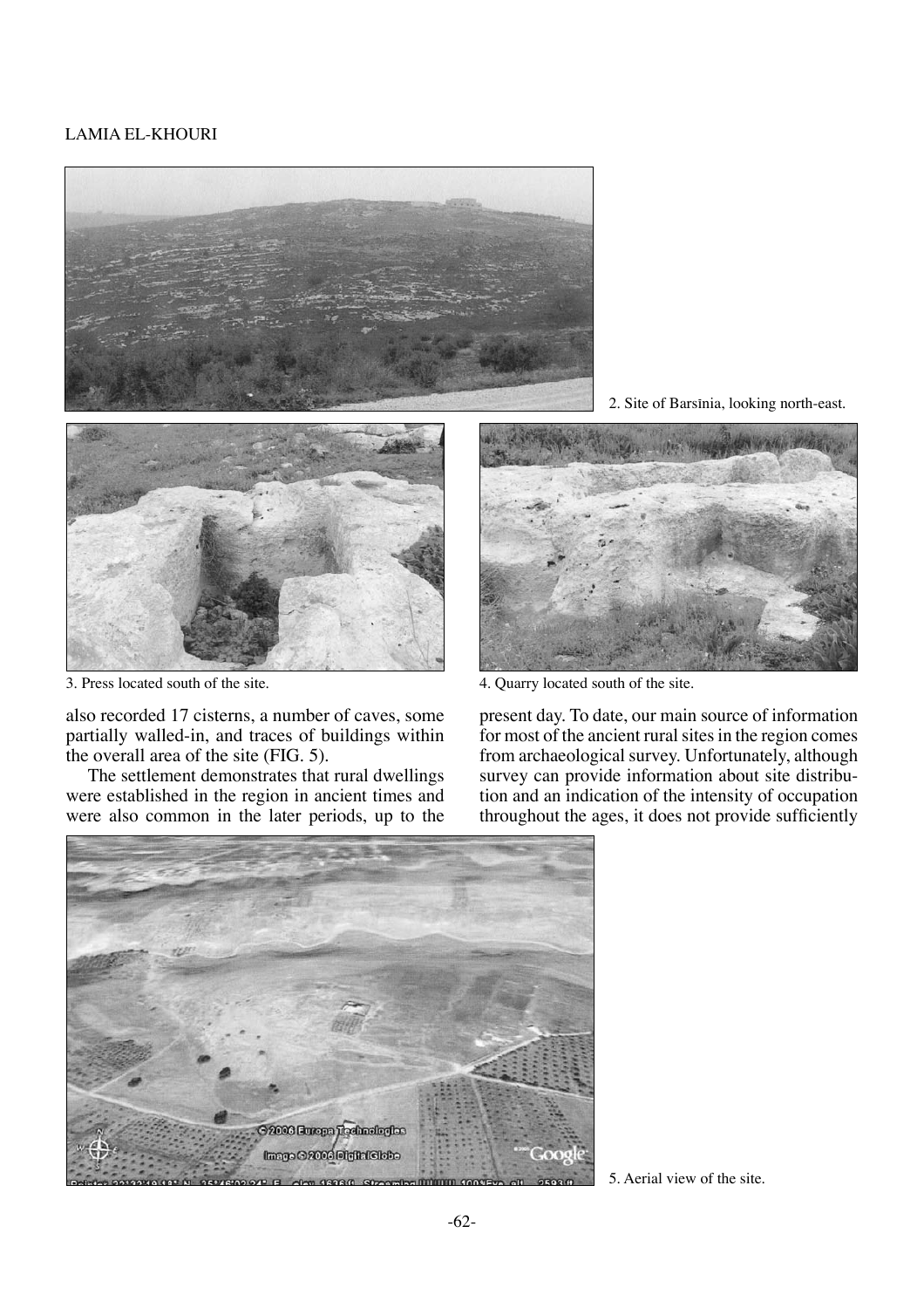2. Site of Barsīnia, looking north-east.

3. Press located south of the site.

4. Quarry located south of the site.

also recorded 17 cisterns, a number of caves, some partially walled-in, and traces of buildings within the overall area of the site (FIG. 5).

The settlement demonstrates that rural dwellings were established in the region in ancient times and were also common in the later periods, up to the present day. To date, our main source of information for most of the ancient rural sites in the region comes from archaeological survey. Unfortunately, although survey can provide information about site distribution and an indication of the intensity of occupation throughout the ages, it does not provide sufficiently

5. Aerial view of the site.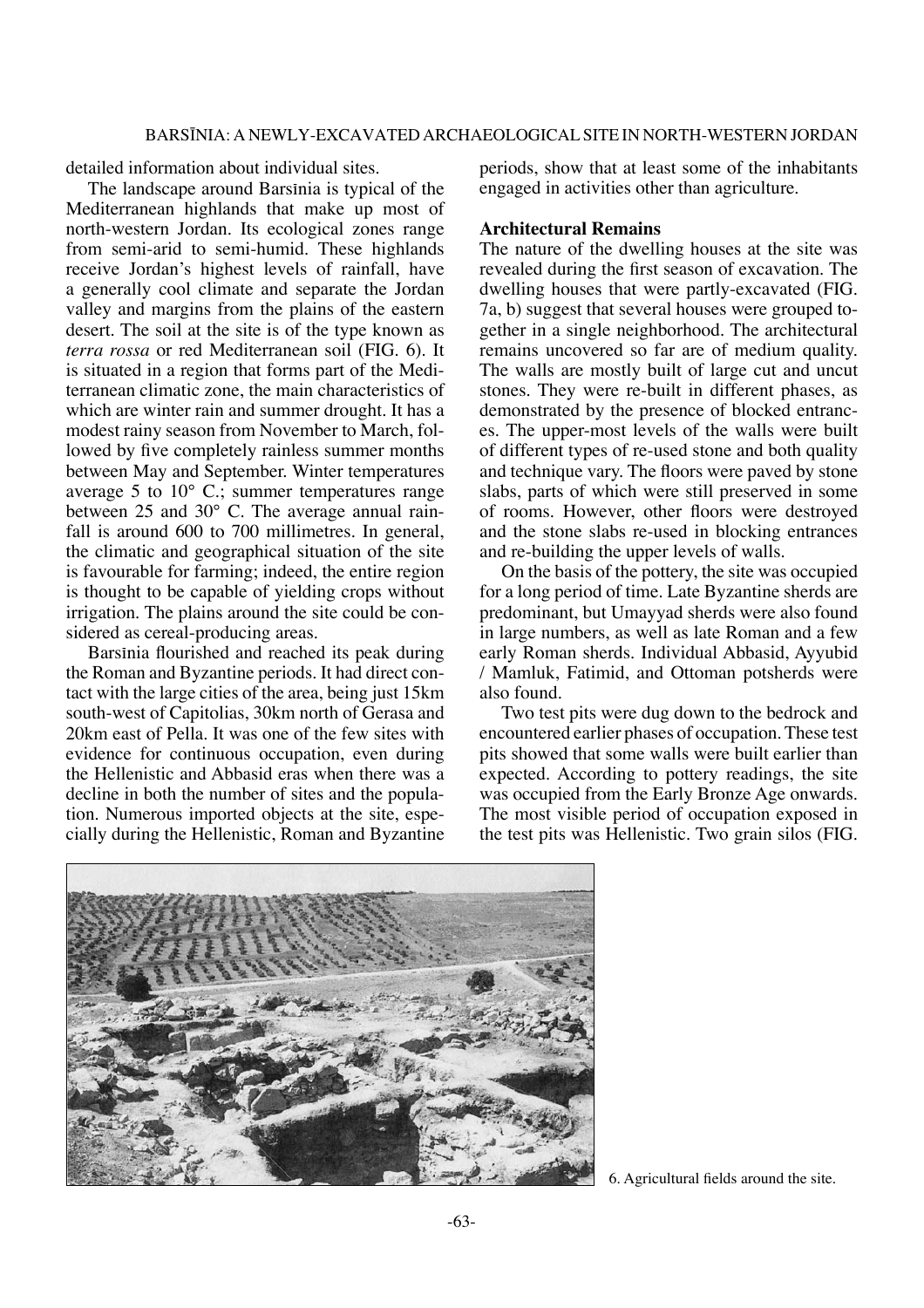detailed information about individual sites.

The landscape around Barsīnia is typical of the Mediterranean highlands that make up most of north-western Jordan. Its ecological zones range from semi-arid to semi-humid. These highlands receive Jordan's highest levels of rainfall, have a generally cool climate and separate the Jordan valley and margins from the plains of the eastern desert. The soil at the site is of the type known as *terra rossa* or red Mediterranean soil (FIG. 6). It is situated in a region that forms part of the Mediterranean climatic zone, the main characteristics of which are winter rain and summer drought. It has a modest rainy season from November to March, followed by five completely rainless summer months between May and September. Winter temperatures average 5 to 10° C.; summer temperatures range between 25 and 30° C. The average annual rainfall is around 600 to 700 millimetres. In general, the climatic and geographical situation of the site is favourable for farming; indeed, the entire region is thought to be capable of yielding crops without irrigation. The plains around the site could be considered as cereal-producing areas.

Barsīnia flourished and reached its peak during the Roman and Byzantine periods. It had direct contact with the large cities of the area, being just 15km south-west of Capitolias, 30km north of Gerasa and 20km east of Pella. It was one of the few sites with evidence for continuous occupation, even during the Hellenistic and Abbasid eras when there was a decline in both the number of sites and the population. Numerous imported objects at the site, especially during the Hellenistic, Roman and Byzantine periods, show that at least some of the inhabitants engaged in activities other than agriculture.

### Architectural Remains

The nature of the dwelling houses at the site was revealed during the first season of excavation. The dwelling houses that were partly-excavated (FIG. 7a, b) suggest that several houses were grouped together in a single neighborhood. The architectural remains uncovered so far are of medium quality. The walls are mostly built of large cut and uncut stones. They were re-built in different phases, as demonstrated by the presence of blocked entrances. The upper-most levels of the walls were built of different types of re-used stone and both quality and technique vary. The floors were paved by stone slabs, parts of which were still preserved in some of rooms. However, other floors were destroyed and the stone slabs re-used in blocking entrances and re-building the upper levels of walls.

On the basis of the pottery, the site was occupied for a long period of time. Late Byzantine sherds are predominant, but Umayyad sherds were also found in large numbers, as well as late Roman and a few early Roman sherds. Individual Abbasid, Ayyubid / Mamluk, Fatimid, and Ottoman potsherds were also found.

Two test pits were dug down to the bedrock and encountered earlier phases of occupation. These test pits showed that some walls were built earlier than expected. According to pottery readings, the site was occupied from the Early Bronze Age onwards. The most visible period of occupation exposed in the test pits was Hellenistic. Two grain silos (FIG.

6. Agricultural fields around the site.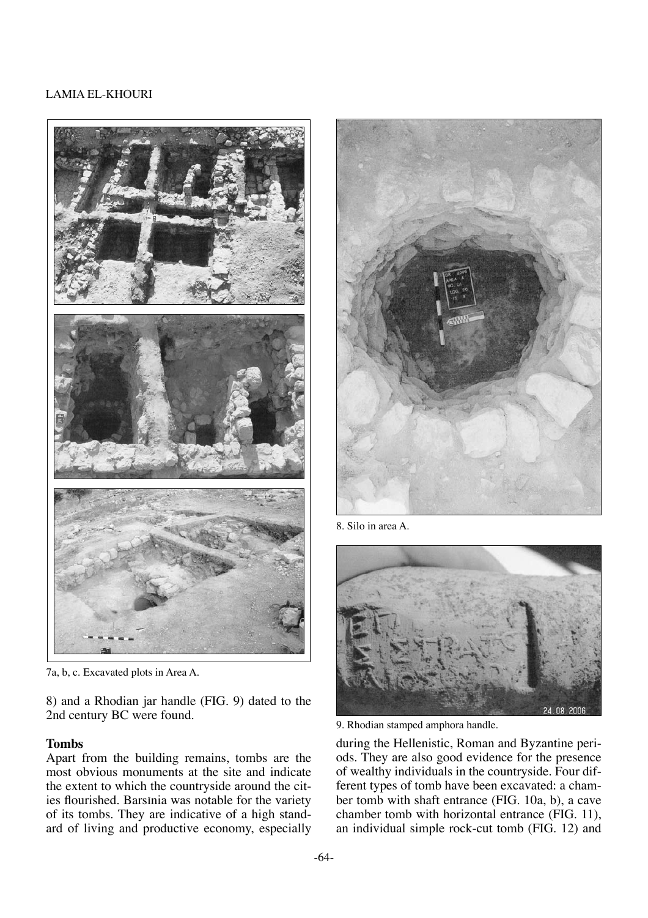7a, b, c. Excavated plots in Area A.

8. Silo in area A.

9. Rhodian stamped amphora handle.

8) and a Rhodian jar handle (FIG. 9) dated to the 2nd century BC were found.

### Tombs

Apart from the building remains, tombs are the most obvious monuments at the site and indicate the extent to which the countryside around the cities flourished. Barsīnia was notable for the variety of its tombs. They are indicative of a high standard of living and productive economy, especially during the Hellenistic, Roman and Byzantine periods. They are also good evidence for the presence of wealthy individuals in the countryside. Four different types of tomb have been excavated: a chamber tomb with shaft entrance (FIG. 10a, b), a cave chamber tomb with horizontal entrance (FIG. 11), an individual simple rock-cut tomb (FIG. 12) and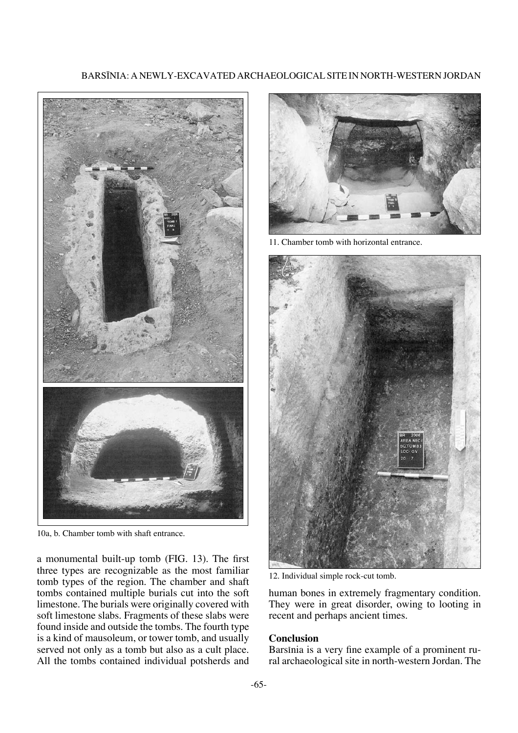10a, b. Chamber tomb with shaft entrance.

11. Chamber tomb with horizontal entrance.

12. Individual simple rock-cut tomb.

a monumental built-up tomb (FIG. 13). The first three types are recognizable as the most familiar tomb types of the region. The chamber and shaft tombs contained multiple burials cut into the soft limestone. The burials were originally covered with soft limestone slabs. Fragments of these slabs were found inside and outside the tombs. The fourth type is a kind of mausoleum, or tower tomb, and usually served not only as a tomb but also as a cult place. All the tombs contained individual potsherds and human bones in extremely fragmentary condition. They were in great disorder, owing to looting in recent and perhaps ancient times.

## Conclusion

Barsīnia is a very fine example of a prominent rural archaeological site in north-western Jordan. The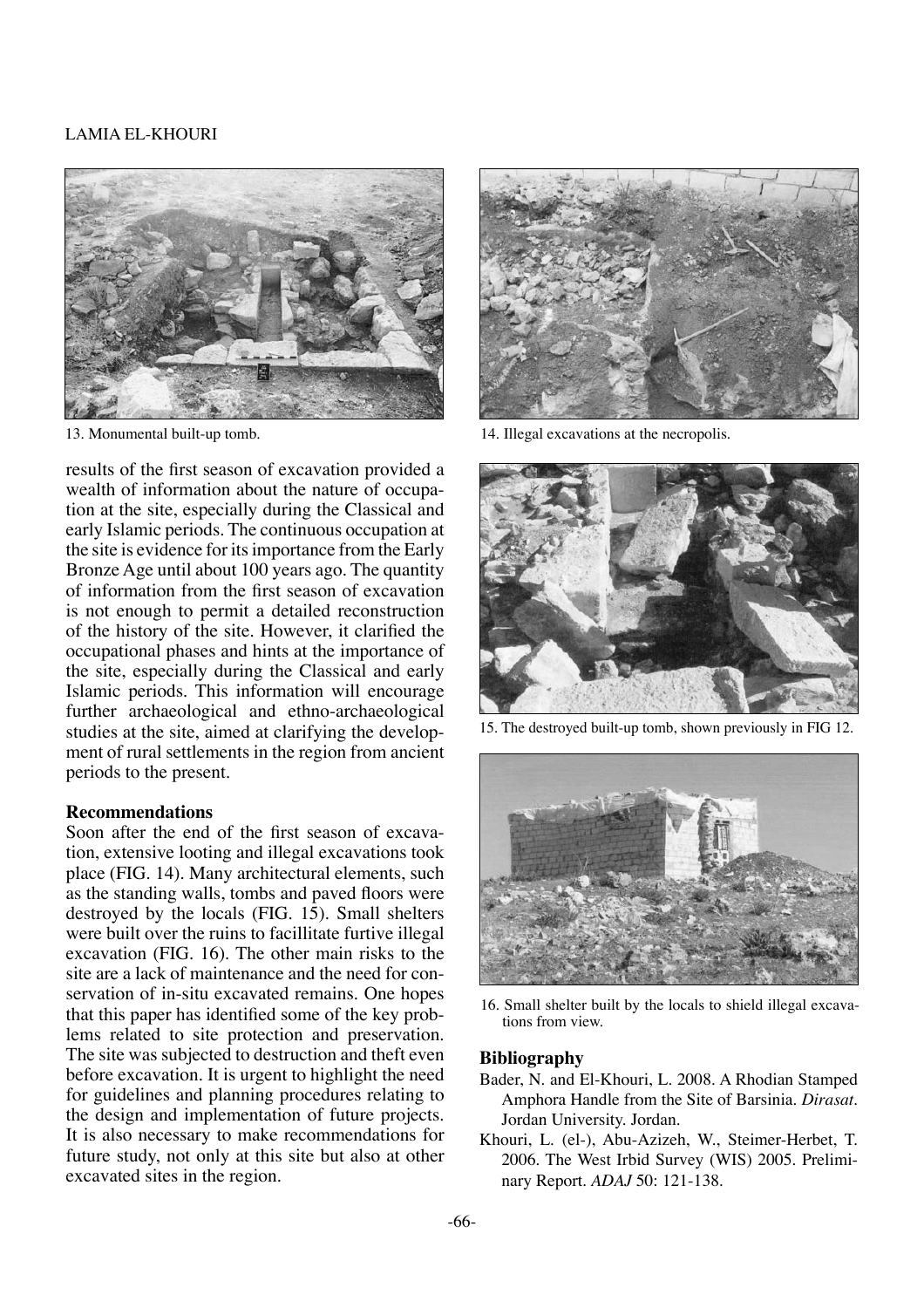13. Monumental built-up tomb.

14. Illegal excavations at the necropolis.

results of the first season of excavation provided a wealth of information about the nature of occupation at the site, especially during the Classical and early Islamic periods. The continuous occupation at the site is evidence for its importance from the Early Bronze Age until about 100 years ago. The quantity of information from the first season of excavation is not enough to permit a detailed reconstruction of the history of the site. However, it clarified the occupational phases and hints at the importance of the site, especially during the Classical and early Islamic periods. This information will encourage further archaeological and ethno-archaeological studies at the site, aimed at clarifying the development of rural settlements in the region from ancient periods to the present.

### Recommendations

Soon after the end of the first season of excavation, extensive looting and illegal excavations took place (FIG. 14). Many architectural elements, such as the standing walls, tombs and paved floors were destroyed by the locals (FIG. 15). Small shelters were built over the ruins to facillitate furtive illegal excavation (FIG. 16). The other main risks to the site are a lack of maintenance and the need for conservation of in-situ excavated remains. One hopes that this paper has identified some of the key problems related to site protection and preservation. The site was subjected to destruction and theft even before excavation. It is urgent to highlight the need for guidelines and planning procedures relating to the design and implementation of future projects. It is also necessary to make recommendations for future study, not only at this site but also at other excavated sites in the region.

15. The destroyed built-up tomb, shown previously in FIG 12.

16. Small shelter built by the locals to shield illegal excavations from view.

### Bibliography

Bader, N. and El-Khouri, L. 2008. A Rhodian Stamped Amphora Handle from the Site of Barsinia. *Dirasat*. Jordan University. Jordan.

Khouri, L. (el-), Abu-Azizeh, W., Steimer-Herbet, T. 2006. The West Irbid Survey (WIS) 2005. Preliminary Report. *ADAJ* 50: 121-138.